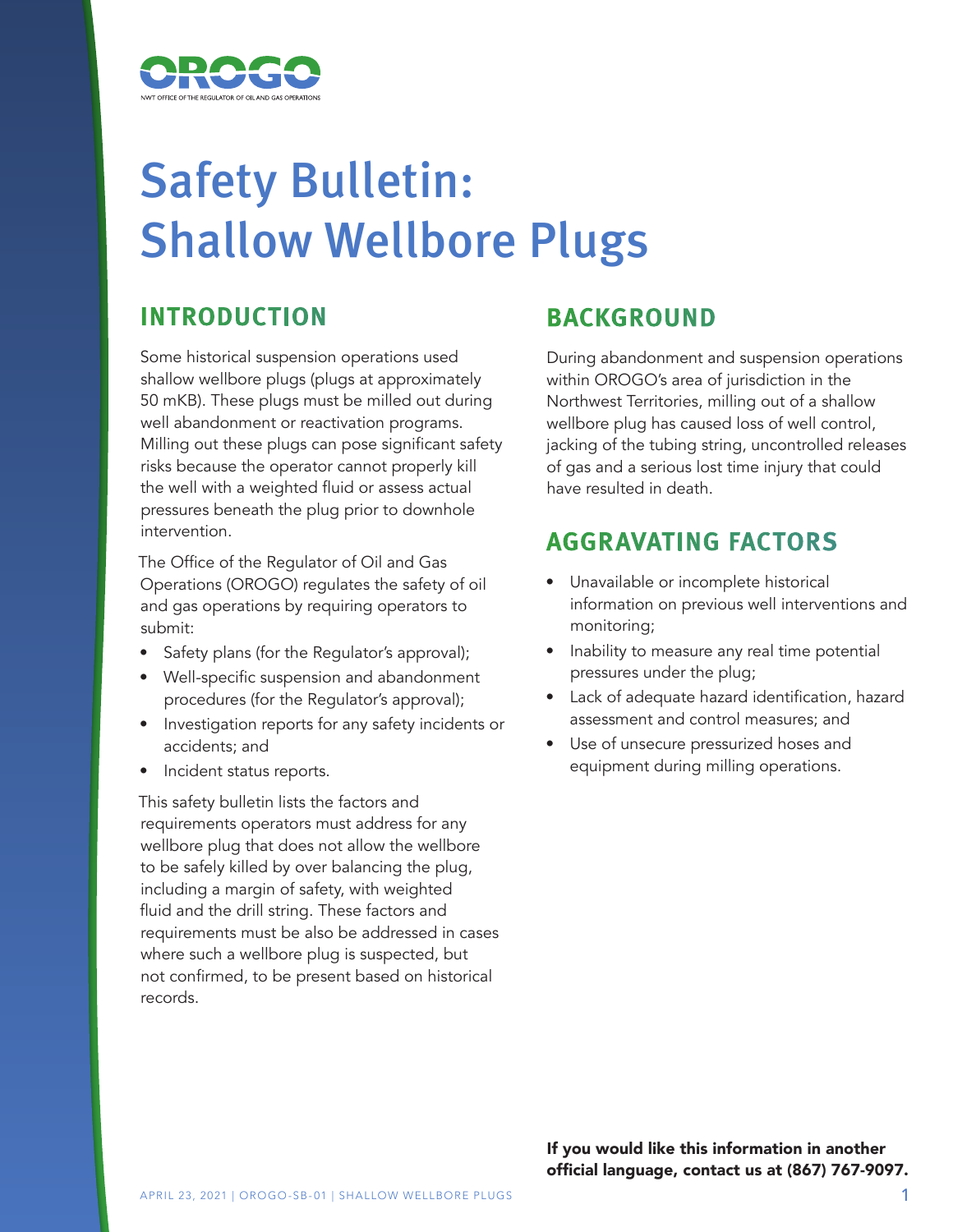OROGO

NWT OFFICE OF THE REGULATOR OF OIL AND GAS OPERATIONS

# Safety Bulletin: Shallow Wellbore Plugs

## INTRODUCTION

Some historical suspension operations used shallow wellbore plugs (plugs at approximately 50 mKB). These plugs must be milled out during well abandonment or reactivation programs. Milling out these plugs can pose significant safety risks because the operator cannot properly kill the well with a weighted fluid or assess actual pressures beneath the plug prior to downhole intervention.

The Office of the Regulator of Oil and Gas Operations (OROGO) regulates the safety of oil and gas operations by requiring operators to submit:

- Safety plans (for the Regulator's approval);
- Well-specific suspension and abandonment procedures (for the Regulator's approval);
- Investigation reports for any safety incidents or accidents; and
- Incident status reports.

This safety bulletin lists the factors and requirements operators must address for any wellbore plug that does not allow the wellbore to be safely killed by over balancing the plug, including a margin of safety, with weighted fluid and the drill string. These factors and requirements must be also be addressed in cases where such a wellbore plug is suspected, but not confirmed, to be present based on historical records.

## BACKGROUND

During abandonment and suspension operations within OROGO's area of jurisdiction in the Northwest Territories, milling out of a shallow wellbore plug has caused loss of well control, jacking of the tubing string, uncontrolled releases of gas and a serious lost time injury that could have resulted in death.

## AGGRAVATING FACTORS

- Unavailable or incomplete historical information on previous well interventions and monitoring;
- Inability to measure any real time potential pressures under the plug;
- Lack of adequate hazard identification, hazard assessment and control measures; and
- Use of unsecure pressurized hoses and equipment during milling operations.

**If you would like this information in another official language, contact us at (867) 767-9097.**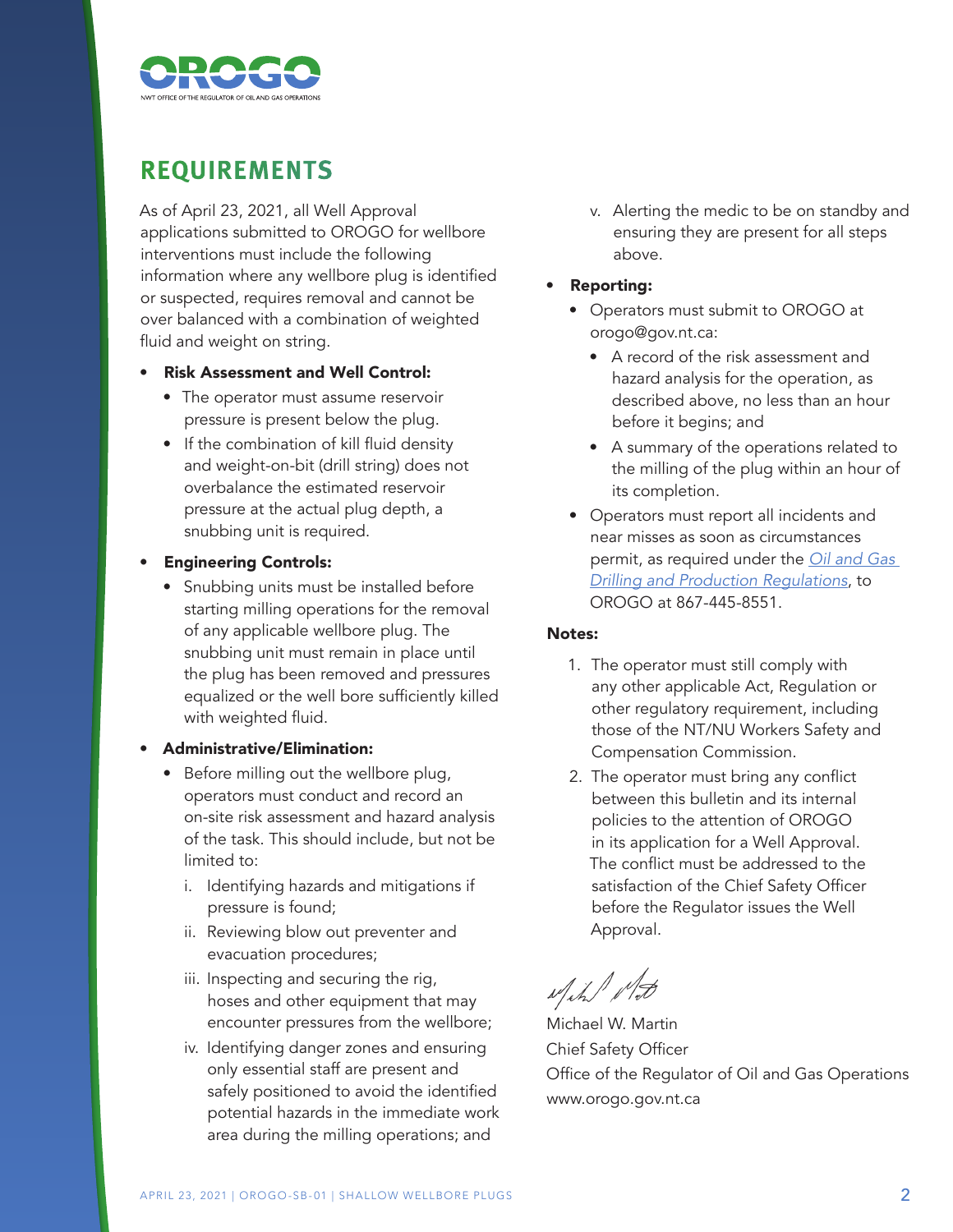## REQUIREMENTS

As of April 23, 2021, all Well Approval applications submitted to OROGO for wellbore interventions must include the following information where any wellbore plug is identified or suspected, requires removal and cannot be over balanced with a combination of weighted fluid and weight on string.

- **Risk Assessment and Well Control:**
  - The operator must assume reservoir pressure is present below the plug.
  - If the combination of kill fluid density and weight-on-bit (drill string) does not overbalance the estimated reservoir pressure at the actual plug depth, a snubbing unit is required.
- **Engineering Controls:**
  - Snubbing units must be installed before starting milling operations for the removal of any applicable wellbore plug. The snubbing unit must remain in place until the plug has been removed and pressures equalized or the well bore sufficiently killed with weighted fluid.
- **Administrative/Elimination:**
  - Before milling out the wellbore plug, operators must conduct and record an on-site risk assessment and hazard analysis of the task. This should include, but not be limited to:
    - i. Identifying hazards and mitigations if pressure is found;
    - ii. Reviewing blow out preventer and evacuation procedures;
    - iii. Inspecting and securing the rig, hoses and other equipment that may encounter pressures from the wellbore;
    - iv. Identifying danger zones and ensuring only essential staff are present and safely positioned to avoid the identified potential hazards in the immediate work area during the milling operations; and
    - v. Alerting the medic to be on standby and ensuring they are present for all steps above.
- **Reporting:**
  - Operators must submit to OROGO at orogo@gov.nt.ca:
    - A record of the risk assessment and hazard analysis for the operation, as described above, no less than an hour before it begins; and
    - A summary of the operations related to the milling of the plug within an hour of its completion.
  - Operators must report all incidents and near misses as soon as circumstances permit, as required under the *Oil and Gas Drilling and Production Regulations*, to OROGO at 867-445-8551.

**Notes:**

1. The operator must still comply with any other applicable Act, Regulation or other regulatory requirement, including those of the NT/NU Workers Safety and Compensation Commission.
2. The operator must bring any conflict between this bulletin and its internal policies to the attention of OROGO in its application for a Well Approval. The conflict must be addressed to the satisfaction of the Chief Safety Officer before the Regulator issues the Well Approval.

Michael W. Martin
Chief Safety Officer
Office of the Regulator of Oil and Gas Operations
www.orogo.gov.nt.ca